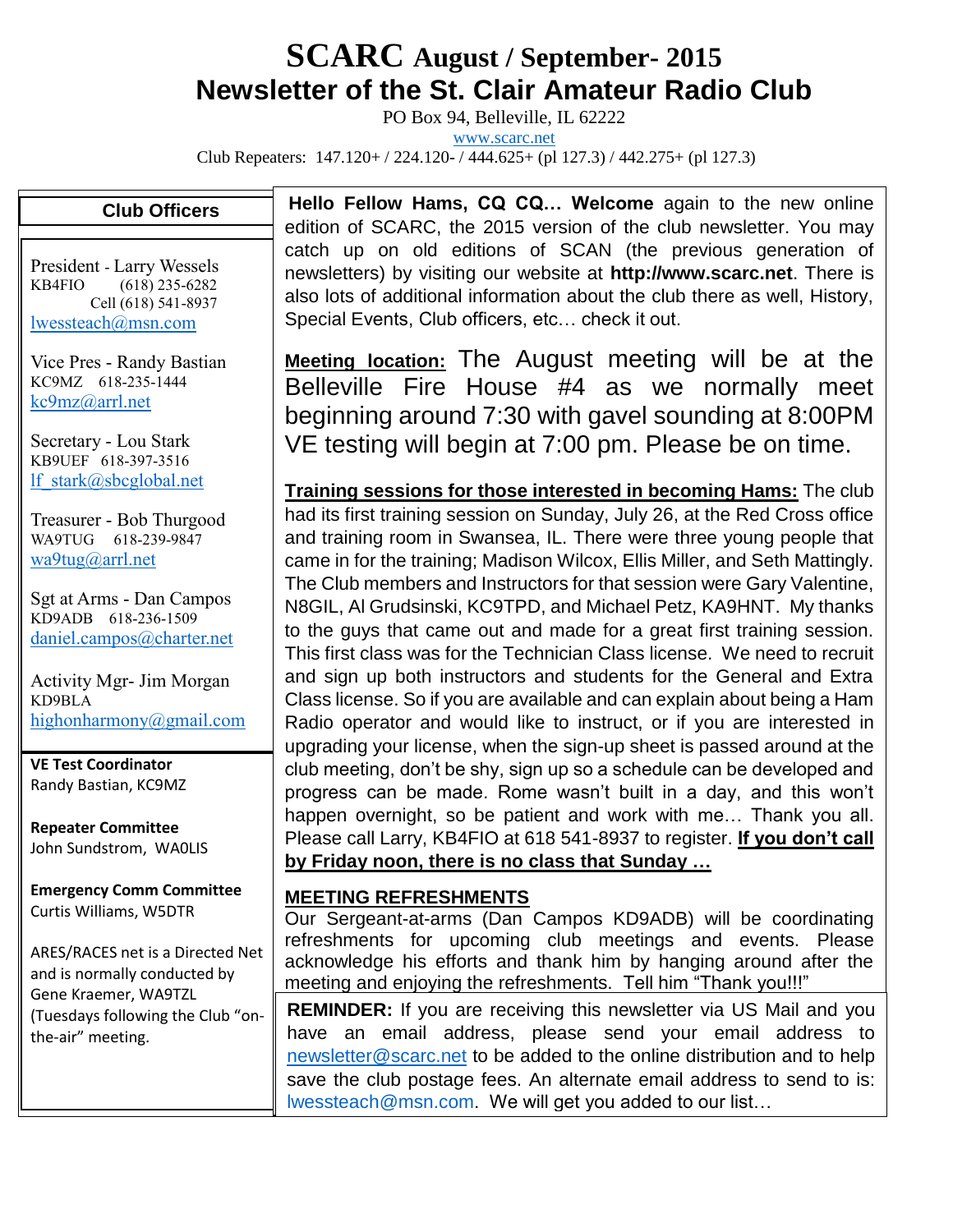# SCARC August / September- 2015

## Newsletter of the St. Clair Amateur Radio Club

PO Box 94, Belleville, IL 62222

www.scarc.net

Club Repeaters: 147.120+ / 224.120- / 444.625+ (pl 127.3) / 442.275+ (pl 127.3)

### Club Officers

President - Larry Wessels
KB4FIO (618) 235-6282
Cell (618) 541-8937
lwessteach@msn.com

Vice Pres - Randy Bastian
KC9MZ 618-235-1444
kc9mz@arrl.net

Secretary - Lou Stark
KB9UEF 618-397-3516
lf_stark@sbcglobal.net

Treasurer - Bob Thurgood
WA9TUG 618-239-9847
wa9tug@arrl.net

Sgt at Arms - Dan Campos
KD9ADB 618-236-1509
daniel.campos@charter.net

Activity Mgr- Jim Morgan
KD9BLA
highonharmony@gmail.com

**VE Test Coordinator**
Randy Bastian, KC9MZ

**Repeater Committee**
John Sundstrom, WA0LIS

**Emergency Comm Committee**
Curtis Williams, W5DTR

ARES/RACES net is a Directed Net and is normally conducted by Gene Kraemer, WA9TZL (Tuesdays following the Club "on-the-air" meeting.

**Hello Fellow Hams, CQ CQ… Welcome** again to the new online edition of SCARC, the 2015 version of the club newsletter. You may catch up on old editions of SCAN (the previous generation of newsletters) by visiting our website at **http://www.scarc.net**. There is also lots of additional information about the club there as well, History, Special Events, Club officers, etc… check it out.

**Meeting location:** The August meeting will be at the Belleville Fire House #4 as we normally meet beginning around 7:30 with gavel sounding at 8:00PM VE testing will begin at 7:00 pm. Please be on time.

**Training sessions for those interested in becoming Hams:** The club had its first training session on Sunday, July 26, at the Red Cross office and training room in Swansea, IL. There were three young people that came in for the training; Madison Wilcox, Ellis Miller, and Seth Mattingly. The Club members and Instructors for that session were Gary Valentine, N8GIL, Al Grudsinski, KC9TPD, and Michael Petz, KA9HNT. My thanks to the guys that came out and made for a great first training session. This first class was for the Technician Class license. We need to recruit and sign up both instructors and students for the General and Extra Class license. So if you are available and can explain about being a Ham Radio operator and would like to instruct, or if you are interested in upgrading your license, when the sign-up sheet is passed around at the club meeting, don't be shy, sign up so a schedule can be developed and progress can be made. Rome wasn't built in a day, and this won't happen overnight, so be patient and work with me… Thank you all. Please call Larry, KB4FIO at 618 541-8937 to register. **If you don't call by Friday noon, there is no class that Sunday …**

**MEETING REFRESHMENTS**

Our Sergeant-at-arms (Dan Campos KD9ADB) will be coordinating refreshments for upcoming club meetings and events. Please acknowledge his efforts and thank him by hanging around after the meeting and enjoying the refreshments. Tell him "Thank you!!!"

**REMINDER:** If you are receiving this newsletter via US Mail and you have an email address, please send your email address to newsletter@scarc.net to be added to the online distribution and to help save the club postage fees. An alternate email address to send to is: lwessteach@msn.com. We will get you added to our list…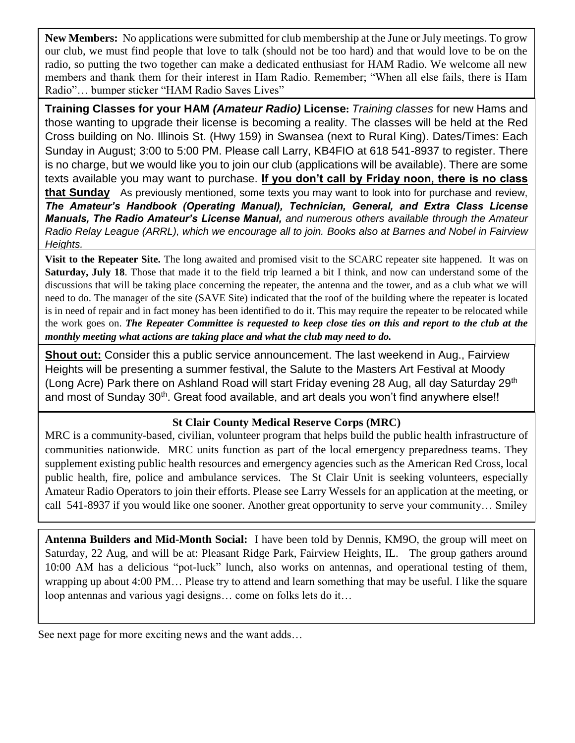**New Members:** No applications were submitted for club membership at the June or July meetings. To grow our club, we must find people that love to talk (should not be too hard) and that would love to be on the radio, so putting the two together can make a dedicated enthusiast for HAM Radio. We welcome all new members and thank them for their interest in Ham Radio. Remember; "When all else fails, there is Ham Radio"… bumper sticker "HAM Radio Saves Lives"

**Training Classes for your HAM *(Amateur Radio)* License:** *Training classes* for new Hams and those wanting to upgrade their license is becoming a reality. The classes will be held at the Red Cross building on No. Illinois St. (Hwy 159) in Swansea (next to Rural King). Dates/Times: Each Sunday in August; 3:00 to 5:00 PM. Please call Larry, KB4FIO at 618 541-8937 to register. There is no charge, but we would like you to join our club (applications will be available). There are some texts available you may want to purchase. **<u>If you don't call by Friday noon, there is no class that Sunday</u>** As previously mentioned, some texts you may want to look into for purchase and review, ***The Amateur's Handbook (Operating Manual), Technician, General, and Extra Class License Manuals, The Radio Amateur's License Manual,*** *and numerous others available through the Amateur Radio Relay League (ARRL), which we encourage all to join. Books also at Barnes and Nobel in Fairview Heights.*

**Visit to the Repeater Site.** The long awaited and promised visit to the SCARC repeater site happened. It was on **Saturday, July 18**. Those that made it to the field trip learned a bit I think, and now can understand some of the discussions that will be taking place concerning the repeater, the antenna and the tower, and as a club what we will need to do. The manager of the site (SAVE Site) indicated that the roof of the building where the repeater is located is in need of repair and in fact money has been identified to do it. This may require the repeater to be relocated while the work goes on. ***The Repeater Committee is requested to keep close ties on this and report to the club at the monthly meeting what actions are taking place and what the club may need to do.***

**<u>Shout out:</u>** Consider this a public service announcement. The last weekend in Aug., Fairview Heights will be presenting a summer festival, the Salute to the Masters Art Festival at Moody (Long Acre) Park there on Ashland Road will start Friday evening 28 Aug, all day Saturday 29th and most of Sunday 30th. Great food available, and art deals you won't find anywhere else!!

**St Clair County Medical Reserve Corps (MRC)**

MRC is a community-based, civilian, volunteer program that helps build the public health infrastructure of communities nationwide. MRC units function as part of the local emergency preparedness teams. They supplement existing public health resources and emergency agencies such as the American Red Cross, local public health, fire, police and ambulance services. The St Clair Unit is seeking volunteers, especially Amateur Radio Operators to join their efforts. Please see Larry Wessels for an application at the meeting, or call 541-8937 if you would like one sooner. Another great opportunity to serve your community… Smiley

**Antenna Builders and Mid-Month Social:** I have been told by Dennis, KM9O, the group will meet on Saturday, 22 Aug, and will be at: Pleasant Ridge Park, Fairview Heights, IL. The group gathers around 10:00 AM has a delicious "pot-luck" lunch, also works on antennas, and operational testing of them, wrapping up about 4:00 PM… Please try to attend and learn something that may be useful. I like the square loop antennas and various yagi designs… come on folks lets do it…

See next page for more exciting news and the want adds…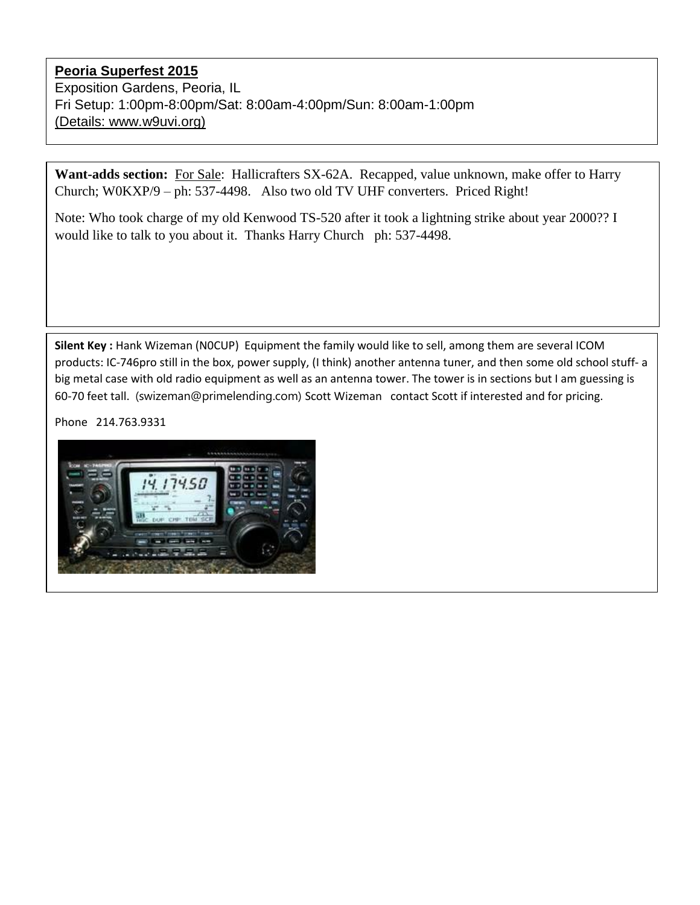**Peoria Superfest 2015**
Exposition Gardens, Peoria, IL
Fri Setup: 1:00pm-8:00pm/Sat: 8:00am-4:00pm/Sun: 8:00am-1:00pm
(Details: www.w9uvi.org)

**Want-adds section:** For Sale: Hallicrafters SX-62A. Recapped, value unknown, make offer to Harry Church; W0KXP/9 – ph: 537-4498. Also two old TV UHF converters. Priced Right!

Note: Who took charge of my old Kenwood TS-520 after it took a lightning strike about year 2000?? I would like to talk to you about it. Thanks Harry Church ph: 537-4498.

**Silent Key :** Hank Wizeman (N0CUP) Equipment the family would like to sell, among them are several ICOM products: IC-746pro still in the box, power supply, (I think) another antenna tuner, and then some old school stuff- a big metal case with old radio equipment as well as an antenna tower. The tower is in sections but I am guessing is 60-70 feet tall. (swizeman@primelending.com) Scott Wizeman contact Scott if interested and for pricing.

Phone 214.763.9331